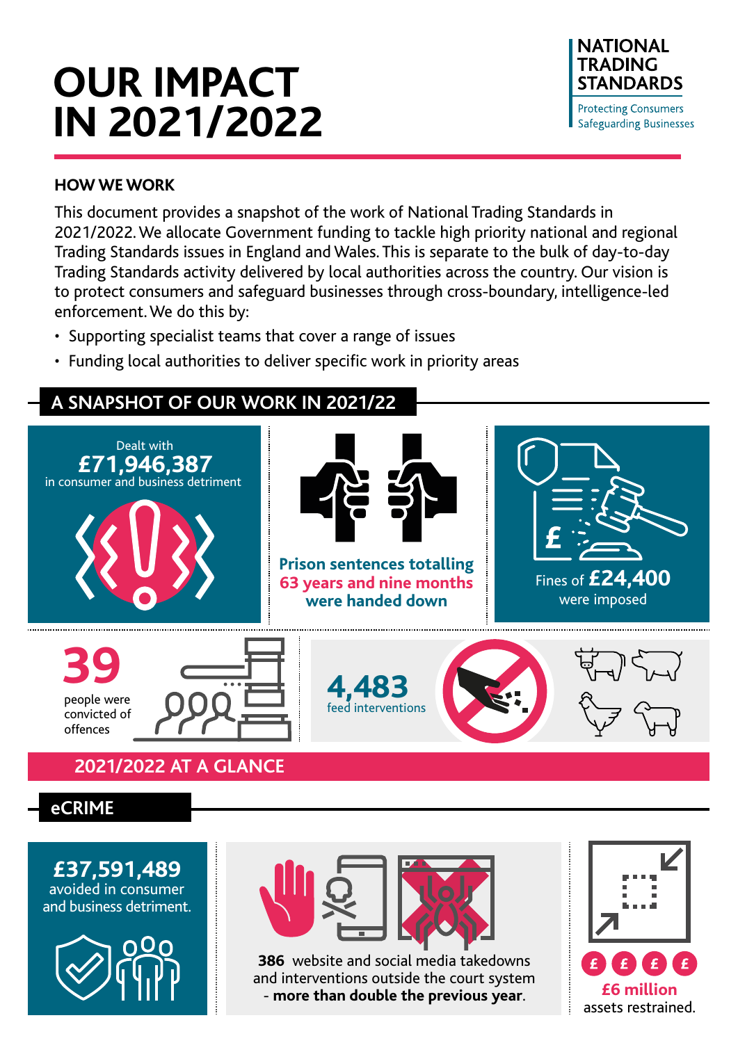# OUR IMPACT IN 2021/2022

NATIONAL TRADING STANDARDS

Protecting Consumers
Safeguarding Businesses

## HOW WE WORK

This document provides a snapshot of the work of National Trading Standards in 2021/2022. We allocate Government funding to tackle high priority national and regional Trading Standards issues in England and Wales. This is separate to the bulk of day-to-day Trading Standards activity delivered by local authorities across the country. Our vision is to protect consumers and safeguard businesses through cross-boundary, intelligence-led enforcement. We do this by:

- Supporting specialist teams that cover a range of issues
- Funding local authorities to deliver specific work in priority areas

## A SNAPSHOT OF OUR WORK IN 2021/22

Dealt with **£71,946,387** in consumer and business detriment

**Prison sentences totalling 63 years and nine months were handed down**

Fines of **£24,400** were imposed

**39** people were convicted of offences

**4,483** feed interventions

## 2021/2022 AT A GLANCE

## eCRIME

**£37,591,489** avoided in consumer and business detriment.

**386** website and social media takedowns and interventions outside the court system - **more than double the previous year**.

**£6 million** assets restrained.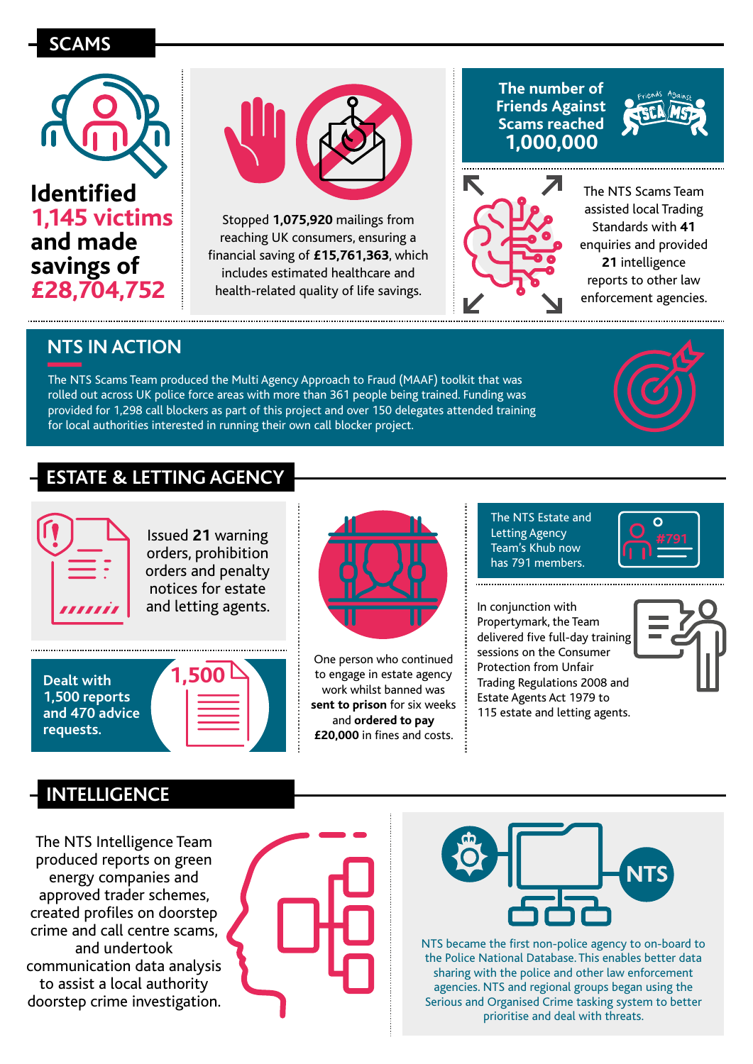## SCAMS

**Identified 1,145 victims and made savings of £28,704,752**

Stopped **1,075,920** mailings from reaching UK consumers, ensuring a financial saving of **£15,761,363**, which includes estimated healthcare and health-related quality of life savings.

**The number of Friends Against Scams reached 1,000,000**

The NTS Scams Team assisted local Trading Standards with **41** enquiries and provided **21** intelligence reports to other law enforcement agencies.

### NTS IN ACTION

The NTS Scams Team produced the Multi Agency Approach to Fraud (MAAF) toolkit that was rolled out across UK police force areas with more than 361 people being trained. Funding was provided for 1,298 call blockers as part of this project and over 150 delegates attended training for local authorities interested in running their own call blocker project.

## ESTATE & LETTING AGENCY

Issued **21** warning orders, prohibition orders and penalty notices for estate and letting agents.

**Dealt with 1,500 reports and 470 advice requests.**

One person who continued to engage in estate agency work whilst banned was **sent to prison** for six weeks and **ordered to pay £20,000** in fines and costs.

The NTS Estate and Letting Agency Team's Khub now has 791 members.

In conjunction with Propertymark, the Team delivered five full-day training sessions on the Consumer Protection from Unfair Trading Regulations 2008 and Estate Agents Act 1979 to 115 estate and letting agents.

## INTELLIGENCE

The NTS Intelligence Team produced reports on green energy companies and approved trader schemes, created profiles on doorstep crime and call centre scams, and undertook communication data analysis to assist a local authority doorstep crime investigation.

NTS became the first non-police agency to on-board to the Police National Database. This enables better data sharing with the police and other law enforcement agencies. NTS and regional groups began using the Serious and Organised Crime tasking system to better prioritise and deal with threats.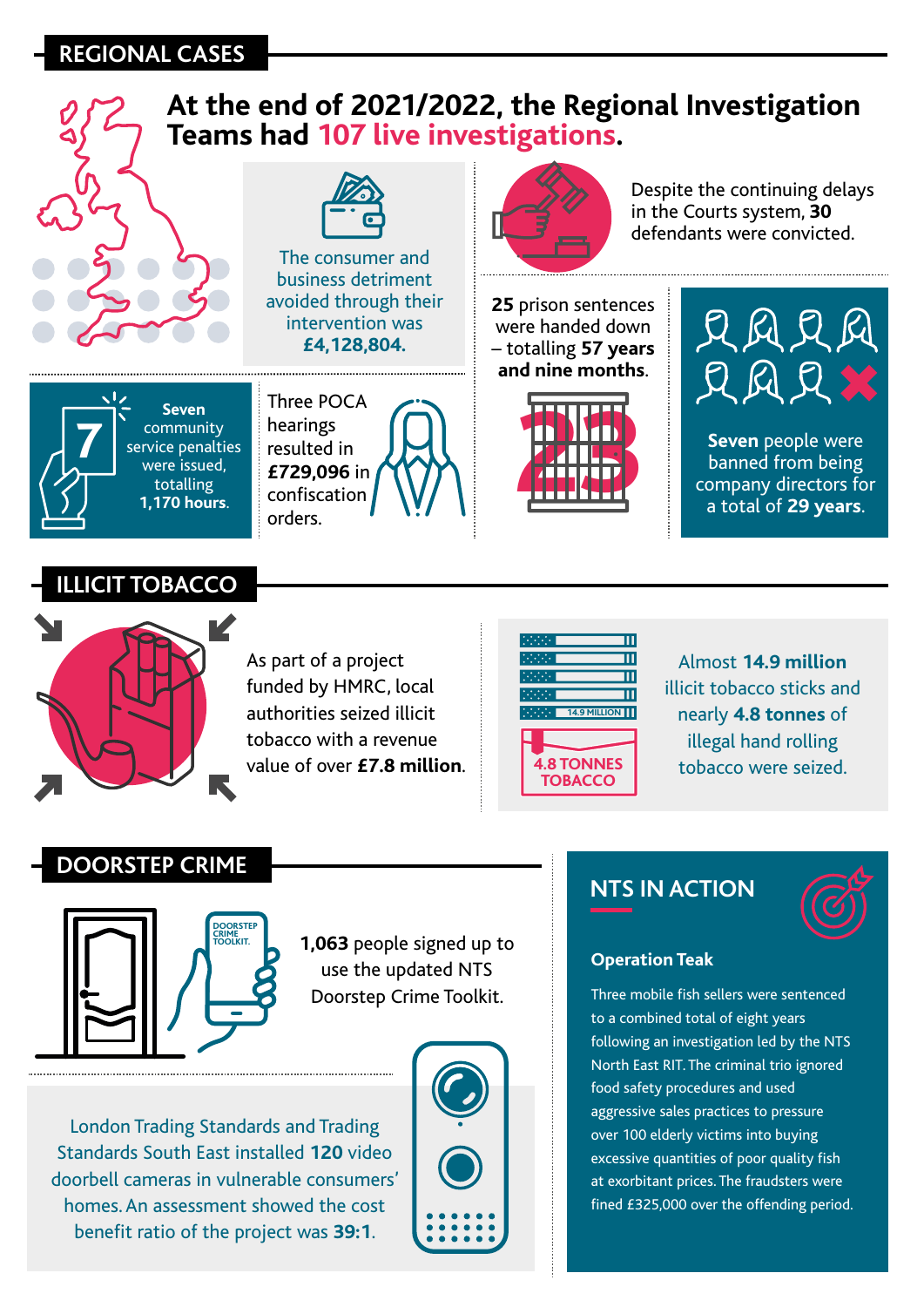## REGIONAL CASES

### At the end of 2021/2022, the Regional Investigation Teams had 107 live investigations.

The consumer and business detriment avoided through their intervention was **£4,128,804.**

Despite the continuing delays in the Courts system, **30** defendants were convicted.

**25** prison sentences were handed down – totalling **57 years and nine months**.

**Seven** community service penalties were issued, totalling **1,170 hours**.

Three POCA hearings resulted in **£729,096** in confiscation orders.

**Seven** people were banned from being company directors for a total of **29 years**.

## ILLICIT TOBACCO

As part of a project funded by HMRC, local authorities seized illicit tobacco with a revenue value of over **£7.8 million**.

14.9 MILLION

4.8 TONNES TOBACCO

Almost **14.9 million** illicit tobacco sticks and nearly **4.8 tonnes** of illegal hand rolling tobacco were seized.

## DOORSTEP CRIME

DOORSTEP CRIME TOOLKIT.

**1,063** people signed up to use the updated NTS Doorstep Crime Toolkit.

London Trading Standards and Trading Standards South East installed **120** video doorbell cameras in vulnerable consumers' homes. An assessment showed the cost benefit ratio of the project was **39:1**.

## NTS IN ACTION

**Operation Teak**

Three mobile fish sellers were sentenced to a combined total of eight years following an investigation led by the NTS North East RIT. The criminal trio ignored food safety procedures and used aggressive sales practices to pressure over 100 elderly victims into buying excessive quantities of poor quality fish at exorbitant prices. The fraudsters were fined £325,000 over the offending period.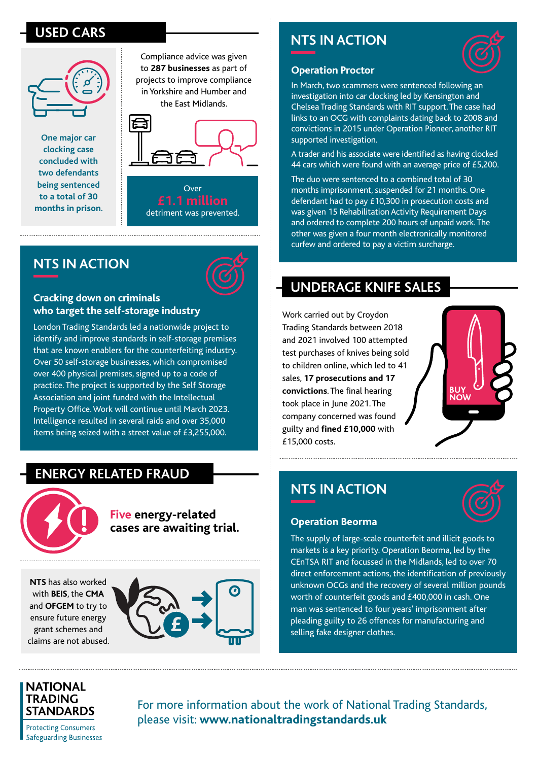## USED CARS

**One major car clocking case concluded with two defendants being sentenced to a total of 30 months in prison.**

Compliance advice was given to **287 businesses** as part of projects to improve compliance in Yorkshire and Humber and the East Midlands.

Over
**£1.1 million**
detriment was prevented.

## NTS IN ACTION

### Cracking down on criminals who target the self-storage industry

London Trading Standards led a nationwide project to identify and improve standards in self-storage premises that are known enablers for the counterfeiting industry. Over 50 self-storage businesses, which compromised over 400 physical premises, signed up to a code of practice. The project is supported by the Self Storage Association and joint funded with the Intellectual Property Office. Work will continue until March 2023. Intelligence resulted in several raids and over 35,000 items being seized with a street value of £3,255,000.

## ENERGY RELATED FRAUD

**Five energy-related cases are awaiting trial.**

**NTS** has also worked with **BEIS**, the **CMA** and **OFGEM** to try to ensure future energy grant schemes and claims are not abused.

## NTS IN ACTION

### Operation Proctor

In March, two scammers were sentenced following an investigation into car clocking led by Kensington and Chelsea Trading Standards with RIT support. The case had links to an OCG with complaints dating back to 2008 and convictions in 2015 under Operation Pioneer, another RIT supported investigation.

A trader and his associate were identified as having clocked 44 cars which were found with an average price of £5,200.

The duo were sentenced to a combined total of 30 months imprisonment, suspended for 21 months. One defendant had to pay £10,300 in prosecution costs and was given 15 Rehabilitation Activity Requirement Days and ordered to complete 200 hours of unpaid work. The other was given a four month electronically monitored curfew and ordered to pay a victim surcharge.

## UNDERAGE KNIFE SALES

Work carried out by Croydon Trading Standards between 2018 and 2021 involved 100 attempted test purchases of knives being sold to children online, which led to 41 sales, **17 prosecutions and 17 convictions**. The final hearing took place in June 2021. The company concerned was found guilty and **fined £10,000** with £15,000 costs.

## NTS IN ACTION

### Operation Beorma

The supply of large-scale counterfeit and illicit goods to markets is a key priority. Operation Beorma, led by the CEnTSA RIT and focussed in the Midlands, led to over 70 direct enforcement actions, the identification of previously unknown OCGs and the recovery of several million pounds worth of counterfeit goods and £400,000 in cash. One man was sentenced to four years' imprisonment after pleading guilty to 26 offences for manufacturing and selling fake designer clothes.

**NATIONAL TRADING STANDARDS**
Protecting Consumers
Safeguarding Businesses

For more information about the work of National Trading Standards, please visit: **www.nationaltradingstandards.uk**